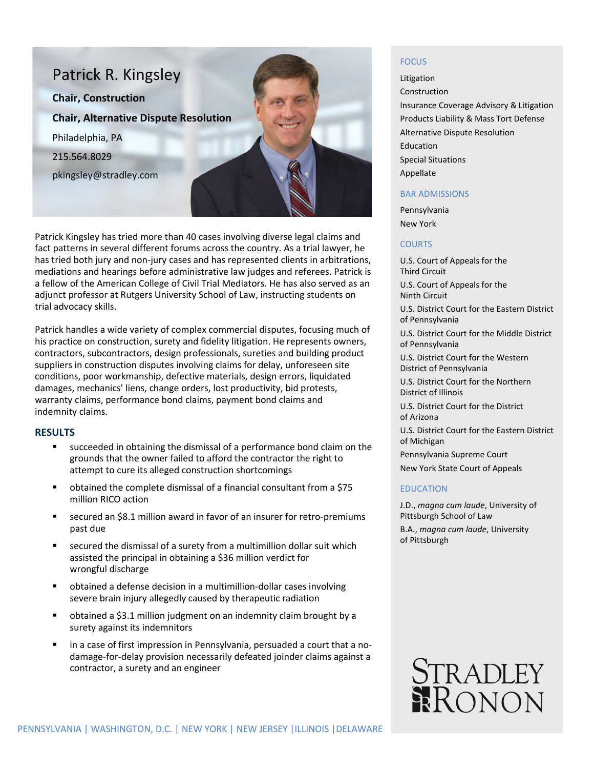# Patrick R. Kingsley

**Chair, Construction**

**Chair, Alternative Dispute Resolution**

Philadelphia, PA

215.564.8029

pkingsley@stradley.com

Patrick Kingsley has tried more than 40 cases involving diverse legal claims and fact patterns in several different forums across the country. As a trial lawyer, he has tried both jury and non-jury cases and has represented clients in arbitrations, mediations and hearings before administrative law judges and referees. Patrick is a fellow of the American College of Civil Trial Mediators. He has also served as an adjunct professor at Rutgers University School of Law, instructing students on trial advocacy skills.

Patrick handles a wide variety of complex commercial disputes, focusing much of his practice on construction, surety and fidelity litigation. He represents owners, contractors, subcontractors, design professionals, sureties and building product suppliers in construction disputes involving claims for delay, unforeseen site conditions, poor workmanship, defective materials, design errors, liquidated damages, mechanics' liens, change orders, lost productivity, bid protests, warranty claims, performance bond claims, payment bond claims and indemnity claims.

## RESULTS

- succeeded in obtaining the dismissal of a performance bond claim on the grounds that the owner failed to afford the contractor the right to attempt to cure its alleged construction shortcomings
- obtained the complete dismissal of a financial consultant from a $75 million RICO action
- secured an $8.1 million award in favor of an insurer for retro-premiums past due
- secured the dismissal of a surety from a multimillion dollar suit which assisted the principal in obtaining a $36 million verdict for wrongful discharge
- obtained a defense decision in a multimillion-dollar cases involving severe brain injury allegedly caused by therapeutic radiation
- obtained a $3.1 million judgment on an indemnity claim brought by a surety against its indemnitors
- in a case of first impression in Pennsylvania, persuaded a court that a no-damage-for-delay provision necessarily defeated joinder claims against a contractor, a surety and an engineer

## FOCUS

Litigation

Construction

Insurance Coverage Advisory & Litigation

Products Liability & Mass Tort Defense

Alternative Dispute Resolution

Education

Special Situations

Appellate

## BAR ADMISSIONS

Pennsylvania

New York

## COURTS

U.S. Court of Appeals for the Third Circuit

U.S. Court of Appeals for the Ninth Circuit

U.S. District Court for the Eastern District of Pennsylvania

U.S. District Court for the Middle District of Pennsylvania

U.S. District Court for the Western District of Pennsylvania

U.S. District Court for the Northern District of Illinois

U.S. District Court for the District of Arizona

U.S. District Court for the Eastern District of Michigan

Pennsylvania Supreme Court

New York State Court of Appeals

## EDUCATION

J.D., *magna cum laude*, University of Pittsburgh School of Law

B.A., *magna cum laude*, University of Pittsburgh

STRADLEY RONON

PENNSYLVANIA | WASHINGTON, D.C. | NEW YORK | NEW JERSEY | ILLINOIS | DELAWARE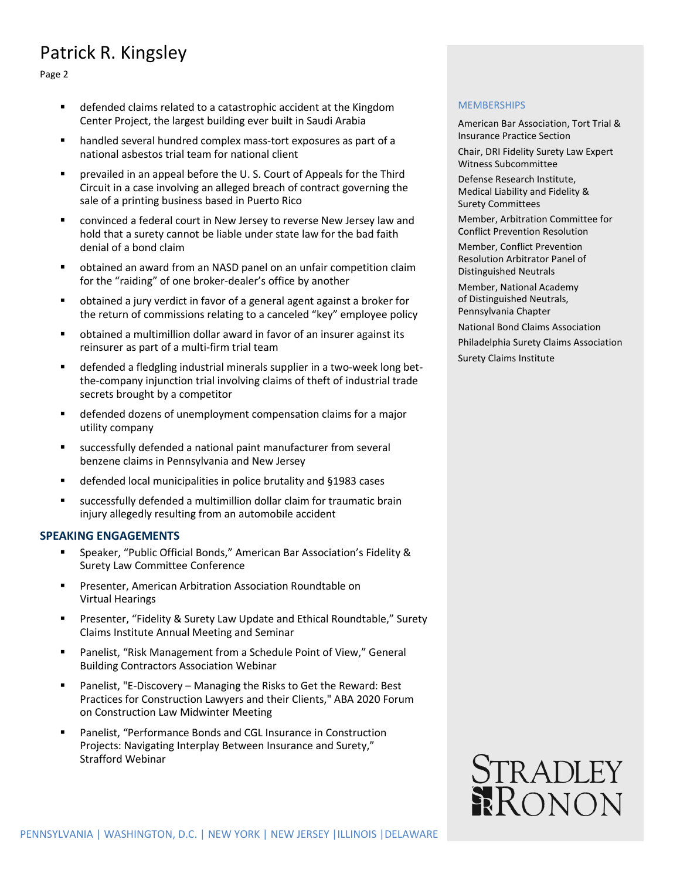- defended claims related to a catastrophic accident at the Kingdom Center Project, the largest building ever built in Saudi Arabia
- handled several hundred complex mass-tort exposures as part of a national asbestos trial team for national client
- prevailed in an appeal before the U. S. Court of Appeals for the Third Circuit in a case involving an alleged breach of contract governing the sale of a printing business based in Puerto Rico
- convinced a federal court in New Jersey to reverse New Jersey law and hold that a surety cannot be liable under state law for the bad faith denial of a bond claim
- obtained an award from an NASD panel on an unfair competition claim for the "raiding" of one broker-dealer's office by another
- obtained a jury verdict in favor of a general agent against a broker for the return of commissions relating to a canceled "key" employee policy
- obtained a multimillion dollar award in favor of an insurer against its reinsurer as part of a multi-firm trial team
- defended a fledgling industrial minerals supplier in a two-week long bet-the-company injunction trial involving claims of theft of industrial trade secrets brought by a competitor
- defended dozens of unemployment compensation claims for a major utility company
- successfully defended a national paint manufacturer from several benzene claims in Pennsylvania and New Jersey
- defended local municipalities in police brutality and §1983 cases
- successfully defended a multimillion dollar claim for traumatic brain injury allegedly resulting from an automobile accident

## SPEAKING ENGAGEMENTS

- Speaker, "Public Official Bonds," American Bar Association's Fidelity & Surety Law Committee Conference
- Presenter, American Arbitration Association Roundtable on Virtual Hearings
- Presenter, "Fidelity & Surety Law Update and Ethical Roundtable," Surety Claims Institute Annual Meeting and Seminar
- Panelist, "Risk Management from a Schedule Point of View," General Building Contractors Association Webinar
- Panelist, "E-Discovery – Managing the Risks to Get the Reward: Best Practices for Construction Lawyers and their Clients," ABA 2020 Forum on Construction Law Midwinter Meeting
- Panelist, "Performance Bonds and CGL Insurance in Construction Projects: Navigating Interplay Between Insurance and Surety," Strafford Webinar

## MEMBERSHIPS

American Bar Association, Tort Trial & Insurance Practice Section

Chair, DRI Fidelity Surety Law Expert Witness Subcommittee

Defense Research Institute, Medical Liability and Fidelity & Surety Committees

Member, Arbitration Committee for Conflict Prevention Resolution

Member, Conflict Prevention Resolution Arbitrator Panel of Distinguished Neutrals

Member, National Academy of Distinguished Neutrals, Pennsylvania Chapter

National Bond Claims Association

Philadelphia Surety Claims Association

Surety Claims Institute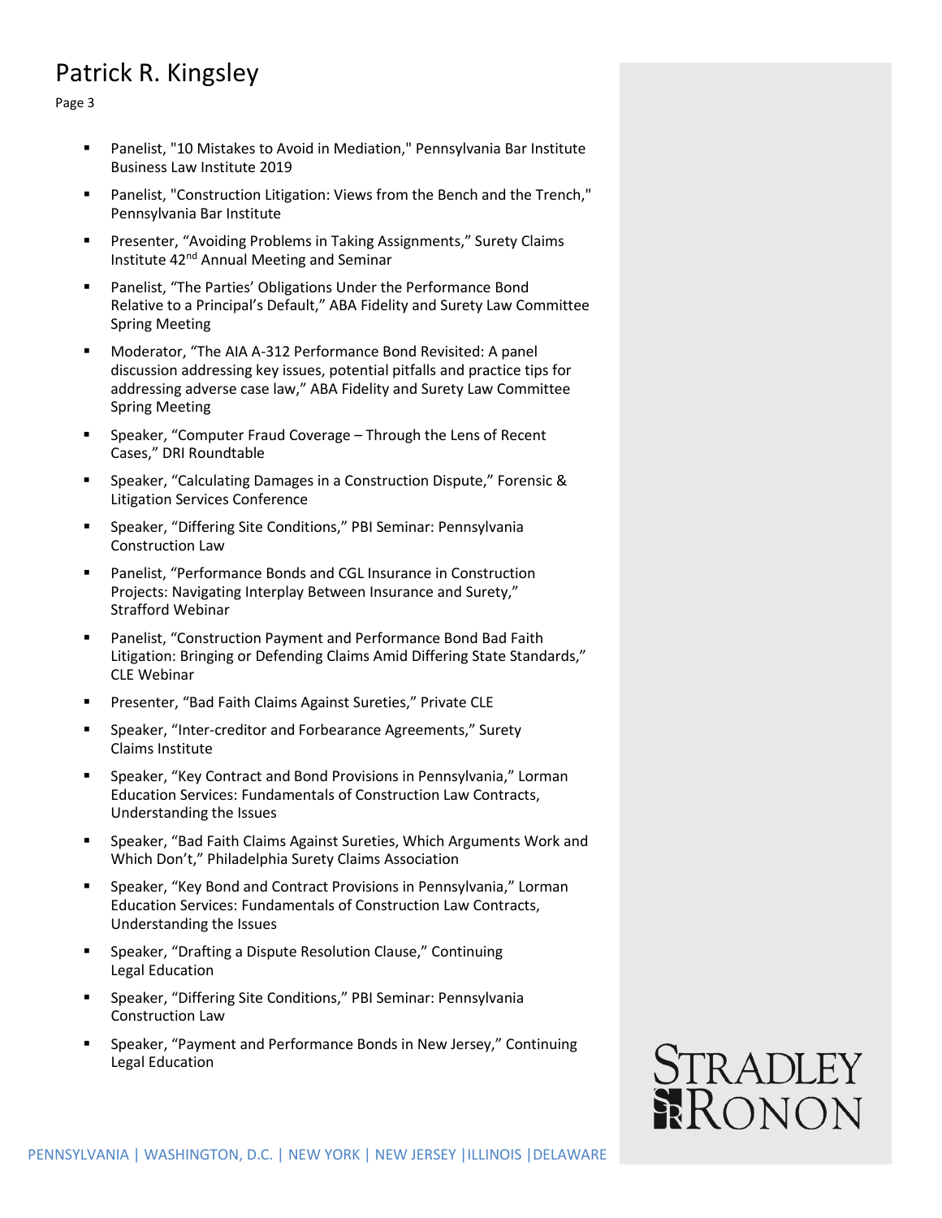- Panelist, "10 Mistakes to Avoid in Mediation," Pennsylvania Bar Institute Business Law Institute 2019
- Panelist, "Construction Litigation: Views from the Bench and the Trench," Pennsylvania Bar Institute
- Presenter, "Avoiding Problems in Taking Assignments," Surety Claims Institute 42nd Annual Meeting and Seminar
- Panelist, "The Parties' Obligations Under the Performance Bond Relative to a Principal's Default," ABA Fidelity and Surety Law Committee Spring Meeting
- Moderator, "The AIA A-312 Performance Bond Revisited: A panel discussion addressing key issues, potential pitfalls and practice tips for addressing adverse case law," ABA Fidelity and Surety Law Committee Spring Meeting
- Speaker, "Computer Fraud Coverage – Through the Lens of Recent Cases," DRI Roundtable
- Speaker, "Calculating Damages in a Construction Dispute," Forensic & Litigation Services Conference
- Speaker, "Differing Site Conditions," PBI Seminar: Pennsylvania Construction Law
- Panelist, "Performance Bonds and CGL Insurance in Construction Projects: Navigating Interplay Between Insurance and Surety," Strafford Webinar
- Panelist, "Construction Payment and Performance Bond Bad Faith Litigation: Bringing or Defending Claims Amid Differing State Standards," CLE Webinar
- Presenter, "Bad Faith Claims Against Sureties," Private CLE
- Speaker, "Inter-creditor and Forbearance Agreements," Surety Claims Institute
- Speaker, "Key Contract and Bond Provisions in Pennsylvania," Lorman Education Services: Fundamentals of Construction Law Contracts, Understanding the Issues
- Speaker, "Bad Faith Claims Against Sureties, Which Arguments Work and Which Don't," Philadelphia Surety Claims Association
- Speaker, "Key Bond and Contract Provisions in Pennsylvania," Lorman Education Services: Fundamentals of Construction Law Contracts, Understanding the Issues
- Speaker, "Drafting a Dispute Resolution Clause," Continuing Legal Education
- Speaker, "Differing Site Conditions," PBI Seminar: Pennsylvania Construction Law
- Speaker, "Payment and Performance Bonds in New Jersey," Continuing Legal Education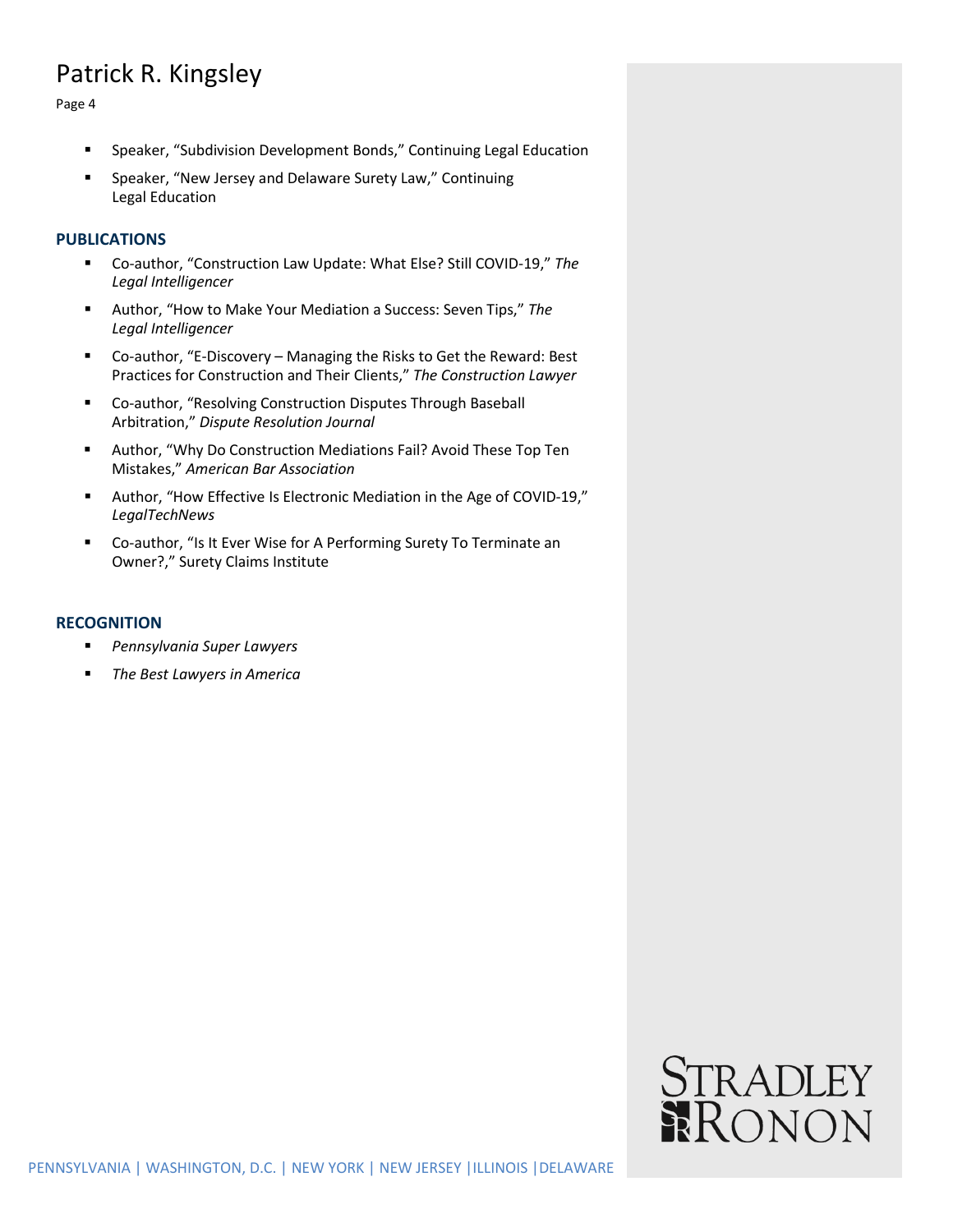- Speaker, “Subdivision Development Bonds,” Continuing Legal Education
- Speaker, “New Jersey and Delaware Surety Law,” Continuing Legal Education

## PUBLICATIONS

- Co-author, “Construction Law Update: What Else? Still COVID-19,” *The Legal Intelligencer*
- Author, “How to Make Your Mediation a Success: Seven Tips,” *The Legal Intelligencer*
- Co-author, “E-Discovery – Managing the Risks to Get the Reward: Best Practices for Construction and Their Clients,” *The Construction Lawyer*
- Co-author, “Resolving Construction Disputes Through Baseball Arbitration,” *Dispute Resolution Journal*
- Author, “Why Do Construction Mediations Fail? Avoid These Top Ten Mistakes,” *American Bar Association*
- Author, “How Effective Is Electronic Mediation in the Age of COVID-19,” *LegalTechNews*
- Co-author, “Is It Ever Wise for A Performing Surety To Terminate an Owner?,” Surety Claims Institute

## RECOGNITION

- *Pennsylvania Super Lawyers*
- *The Best Lawyers in America*